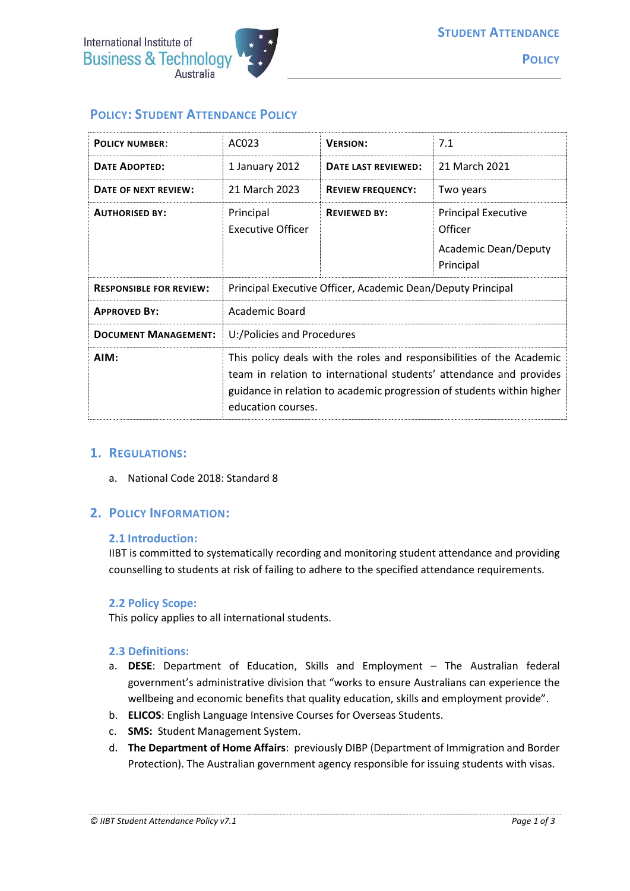# Policy: Student Attendance Policy

| Policy number: | AC023 | Version: | 7.1 |
|---|---|---|---|
| Date Adopted: | 1 January 2012 | Date last reviewed: | 21 March 2021 |
| Date of next review: | 21 March 2023 | Review frequency: | Two years |
| Authorised by: | Principal Executive Officer | Reviewed by: | Principal Executive Officer<br>Academic Dean/Deputy Principal |
| Responsible for review: | Principal Executive Officer, Academic Dean/Deputy Principal | | |
| Approved By: | Academic Board | | |
| Document Management: | U:/Policies and Procedures | | |
| AIM: | This policy deals with the roles and responsibilities of the Academic team in relation to international students' attendance and provides guidance in relation to academic progression of students within higher education courses. | | |

## 1. Regulations:

a. National Code 2018: Standard 8

## 2. Policy Information:

### 2.1 Introduction:

IIBT is committed to systematically recording and monitoring student attendance and providing counselling to students at risk of failing to adhere to the specified attendance requirements.

### 2.2 Policy Scope:

This policy applies to all international students.

### 2.3 Definitions:

a. **DESE**: Department of Education, Skills and Employment – The Australian federal government's administrative division that "works to ensure Australians can experience the wellbeing and economic benefits that quality education, skills and employment provide".
b. **ELICOS**: English Language Intensive Courses for Overseas Students.
c. **SMS:** Student Management System.
d. **The Department of Home Affairs**: previously DIBP (Department of Immigration and Border Protection). The Australian government agency responsible for issuing students with visas.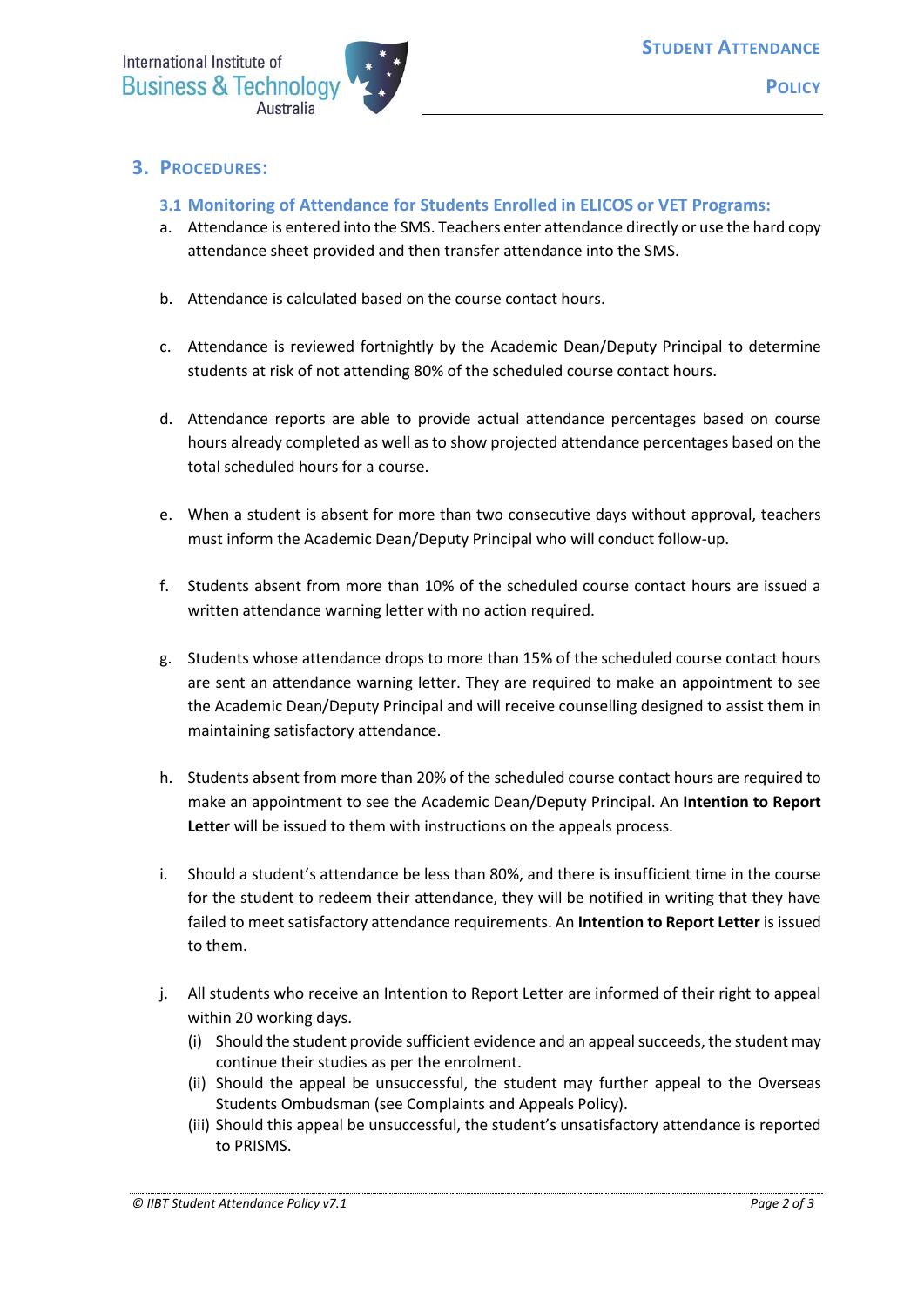## 3. PROCEDURES:

### 3.1 Monitoring of Attendance for Students Enrolled in ELICOS or VET Programs:

a. Attendance is entered into the SMS. Teachers enter attendance directly or use the hard copy attendance sheet provided and then transfer attendance into the SMS.

b. Attendance is calculated based on the course contact hours.

c. Attendance is reviewed fortnightly by the Academic Dean/Deputy Principal to determine students at risk of not attending 80% of the scheduled course contact hours.

d. Attendance reports are able to provide actual attendance percentages based on course hours already completed as well as to show projected attendance percentages based on the total scheduled hours for a course.

e. When a student is absent for more than two consecutive days without approval, teachers must inform the Academic Dean/Deputy Principal who will conduct follow-up.

f. Students absent from more than 10% of the scheduled course contact hours are issued a written attendance warning letter with no action required.

g. Students whose attendance drops to more than 15% of the scheduled course contact hours are sent an attendance warning letter. They are required to make an appointment to see the Academic Dean/Deputy Principal and will receive counselling designed to assist them in maintaining satisfactory attendance.

h. Students absent from more than 20% of the scheduled course contact hours are required to make an appointment to see the Academic Dean/Deputy Principal. An **Intention to Report Letter** will be issued to them with instructions on the appeals process.

i. Should a student's attendance be less than 80%, and there is insufficient time in the course for the student to redeem their attendance, they will be notified in writing that they have failed to meet satisfactory attendance requirements. An **Intention to Report Letter** is issued to them.

j. All students who receive an Intention to Report Letter are informed of their right to appeal within 20 working days.
   (i) Should the student provide sufficient evidence and an appeal succeeds, the student may continue their studies as per the enrolment.
   (ii) Should the appeal be unsuccessful, the student may further appeal to the Overseas Students Ombudsman (see Complaints and Appeals Policy).
   (iii) Should this appeal be unsuccessful, the student's unsatisfactory attendance is reported to PRISMS.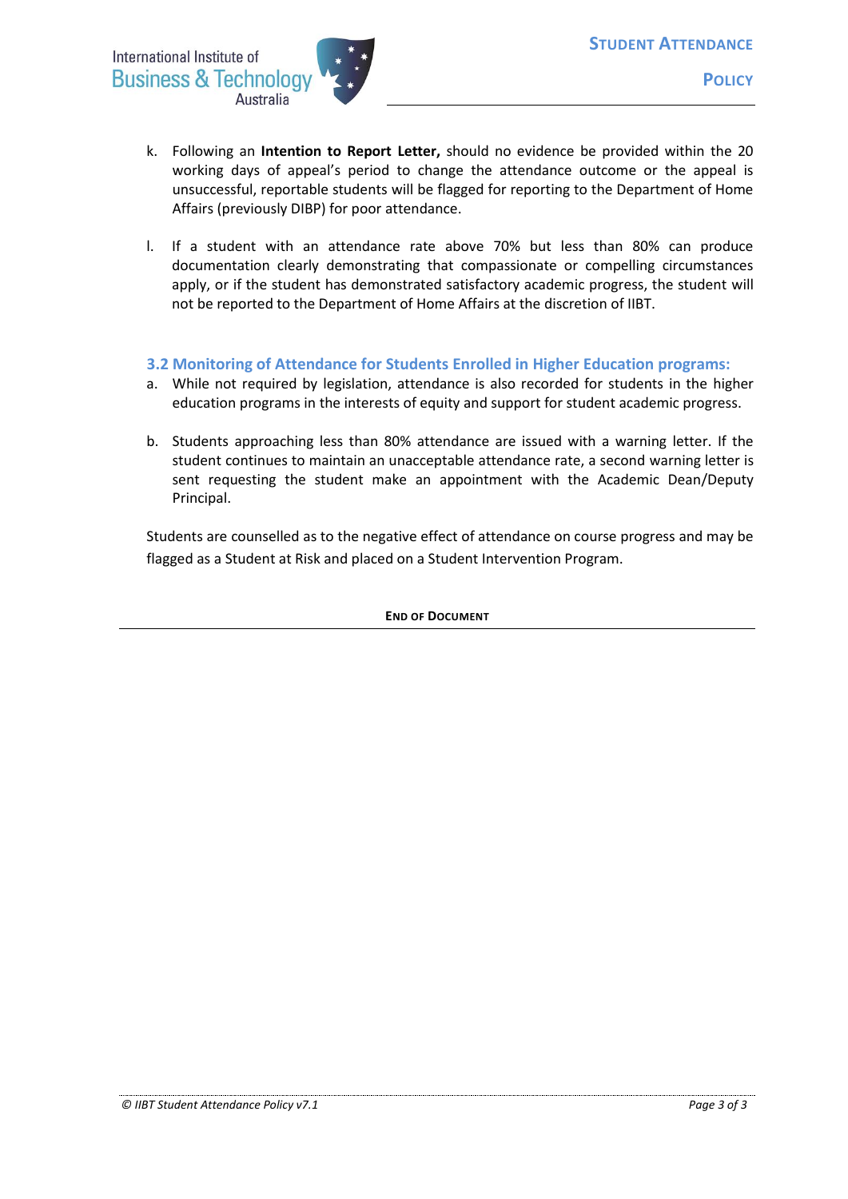k. Following an **Intention to Report Letter,** should no evidence be provided within the 20 working days of appeal's period to change the attendance outcome or the appeal is unsuccessful, reportable students will be flagged for reporting to the Department of Home Affairs (previously DIBP) for poor attendance.

l. If a student with an attendance rate above 70% but less than 80% can produce documentation clearly demonstrating that compassionate or compelling circumstances apply, or if the student has demonstrated satisfactory academic progress, the student will not be reported to the Department of Home Affairs at the discretion of IIBT.

### 3.2 Monitoring of Attendance for Students Enrolled in Higher Education programs:

a. While not required by legislation, attendance is also recorded for students in the higher education programs in the interests of equity and support for student academic progress.

b. Students approaching less than 80% attendance are issued with a warning letter. If the student continues to maintain an unacceptable attendance rate, a second warning letter is sent requesting the student make an appointment with the Academic Dean/Deputy Principal.

Students are counselled as to the negative effect of attendance on course progress and may be flagged as a Student at Risk and placed on a Student Intervention Program.

**END OF DOCUMENT**